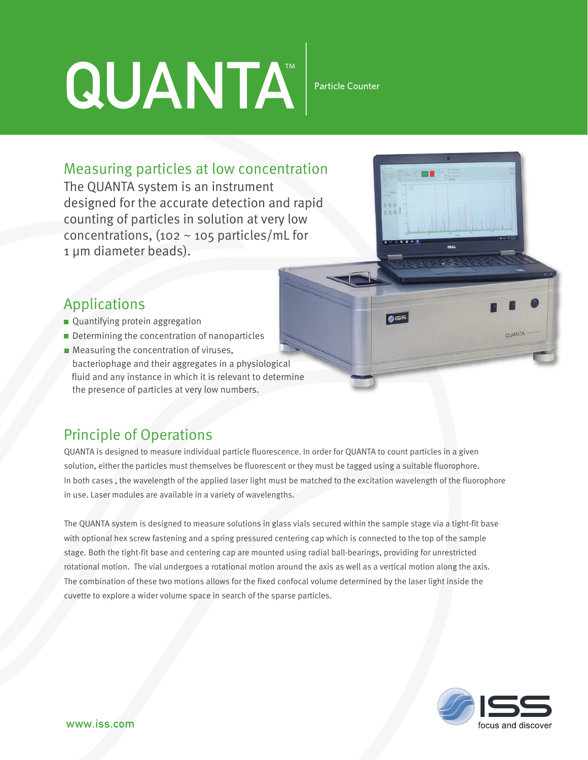# QUANTA™

Particle Counter

## Measuring particles at low concentration

The QUANTA system is an instrument designed for the accurate detection and rapid counting of particles in solution at very low concentrations, ($10^2 \sim 10^5$ particles/mL for 1 µm diameter beads).

## Applications

- Quantifying protein aggregation
- Determining the concentration of nanoparticles
- Measuring the concentration of viruses, bacteriophage and their aggregates in a physiological fluid and any instance in which it is relevant to determine the presence of particles at very low numbers.

## Principle of Operations

QUANTA is designed to measure individual particle fluorescence. In order for QUANTA to count particles in a given solution, either the particles must themselves be fluorescent or they must be tagged using a suitable fluorophore. In both cases , the wavelength of the applied laser light must be matched to the excitation wavelength of the fluorophore in use. Laser modules are available in a variety of wavelengths.

The QUANTA system is designed to measure solutions in glass vials secured within the sample stage via a tight-fit base with optional hex screw fastening and a spring pressured centering cap which is connected to the top of the sample stage. Both the tight-fit base and centering cap are mounted using radial ball-bearings, providing for unrestricted rotational motion. The vial undergoes a rotational motion around the axis as well as a vertical motion along the axis. The combination of these two motions allows for the fixed confocal volume determined by the laser light inside the cuvette to explore a wider volume space in search of the sparse particles.

www.iss.com

ISS focus and discover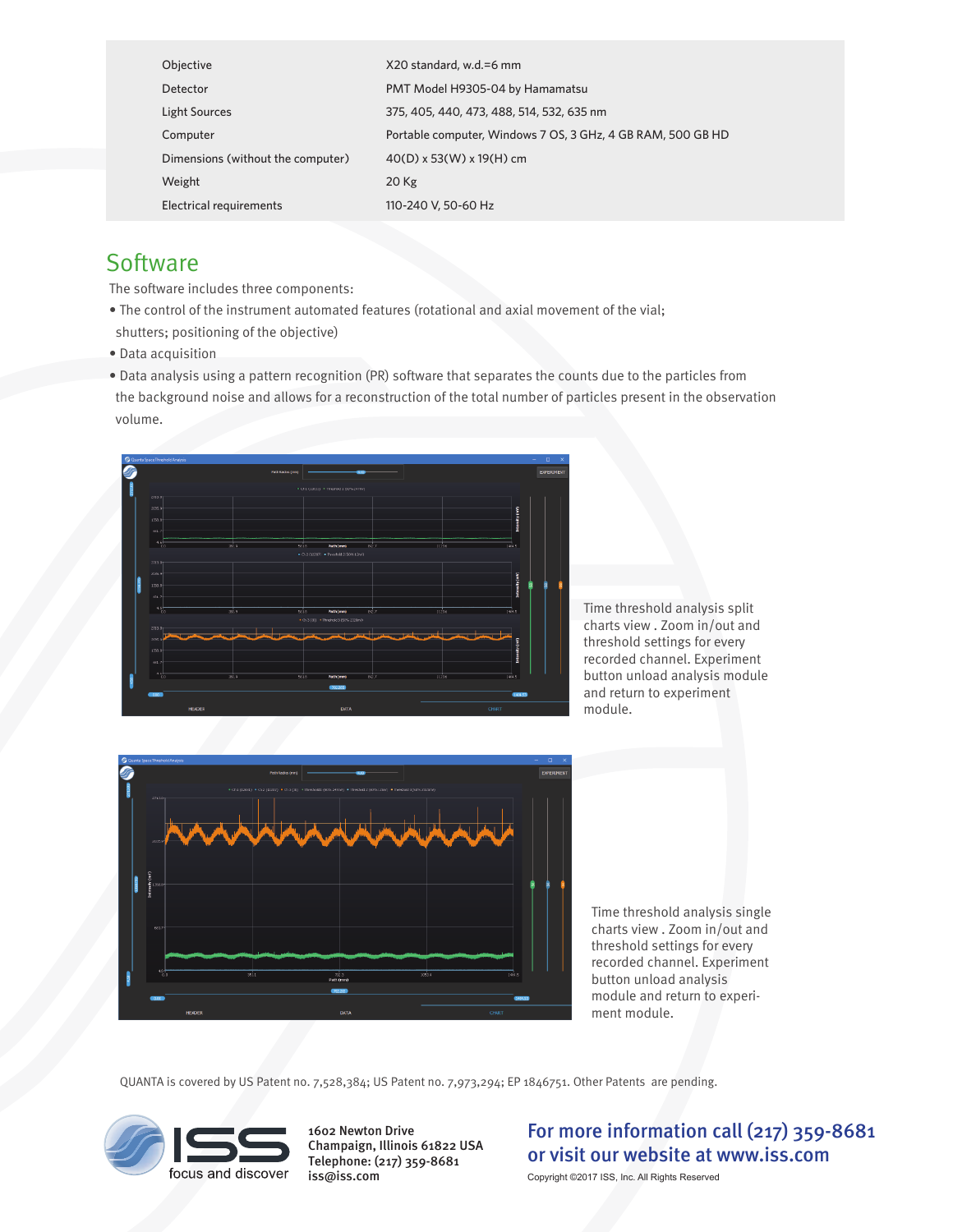| | |
|---|---|
| Objective | X20 standard, w.d.=6 mm |
| Detector | PMT Model H9305-04 by Hamamatsu |
| Light Sources | 375, 405, 440, 473, 488, 514, 532, 635 nm |
| Computer | Portable computer, Windows 7 OS, 3 GHz, 4 GB RAM, 500 GB HD |
| Dimensions (without the computer) | 40(D) x 53(W) x 19(H) cm |
| Weight | 20 Kg |
| Electrical requirements | 110-240 V, 50-60 Hz |

## Software

The software includes three components:

- The control of the instrument automated features (rotational and axial movement of the vial; shutters; positioning of the objective)
- Data acquisition
- Data analysis using a pattern recognition (PR) software that separates the counts due to the particles from the background noise and allows for a reconstruction of the total number of particles present in the observation volume.

Time threshold analysis split charts view . Zoom in/out and threshold settings for every recorded channel. Experiment button unload analysis module and return to experiment module.

Time threshold analysis single charts view . Zoom in/out and threshold settings for every recorded channel. Experiment button unload analysis module and return to experiment module.

QUANTA is covered by US Patent no. 7,528,384; US Patent no. 7,973,294; EP 1846751. Other Patents are pending.

ISS focus and discover

1602 Newton Drive
Champaign, Illinois 61822 USA
Telephone: (217) 359-8681
iss@iss.com

**For more information call (217) 359-8681 or visit our website at www.iss.com**

Copyright ©2017 ISS, Inc. All Rights Reserved